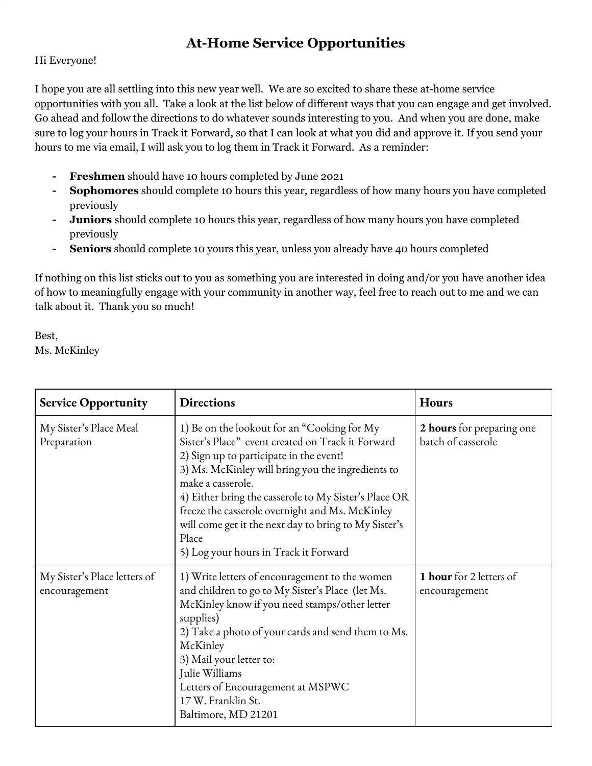# At-Home Service Opportunities

Hi Everyone!

I hope you are all settling into this new year well. We are so excited to share these at-home service opportunities with you all. Take a look at the list below of different ways that you can engage and get involved. Go ahead and follow the directions to do whatever sounds interesting to you. And when you are done, make sure to log your hours in Track it Forward, so that I can look at what you did and approve it. If you send your hours to me via email, I will ask you to log them in Track it Forward. As a reminder:

- **Freshmen** should have 10 hours completed by June 2021
- **Sophomores** should complete 10 hours this year, regardless of how many hours you have completed previously
- **Juniors** should complete 10 hours this year, regardless of how many hours you have completed previously
- **Seniors** should complete 10 yours this year, unless you already have 40 hours completed

If nothing on this list sticks out to you as something you are interested in doing and/or you have another idea of how to meaningfully engage with your community in another way, feel free to reach out to me and we can talk about it. Thank you so much!

Best,
Ms. McKinley

| **Service Opportunity** | **Directions** | **Hours** |
|---|---|---|
| My Sister's Place Meal Preparation | 1) Be on the lookout for an "Cooking for My Sister's Place" event created on Track it Forward<br>2) Sign up to participate in the event!<br>3) Ms. McKinley will bring you the ingredients to make a casserole.<br>4) Either bring the casserole to My Sister's Place OR freeze the casserole overnight and Ms. McKinley will come get it the next day to bring to My Sister's Place<br>5) Log your hours in Track it Forward | **2 hours** for preparing one batch of casserole |
| My Sister's Place letters of encouragement | 1) Write letters of encouragement to the women and children to go to My Sister's Place (let Ms. McKinley know if you need stamps/other letter supplies)<br>2) Take a photo of your cards and send them to Ms. McKinley<br>3) Mail your letter to:<br>Julie Williams<br>Letters of Encouragement at MSPWC<br>17 W. Franklin St.<br>Baltimore, MD 21201 | **1 hour** for 2 letters of encouragement |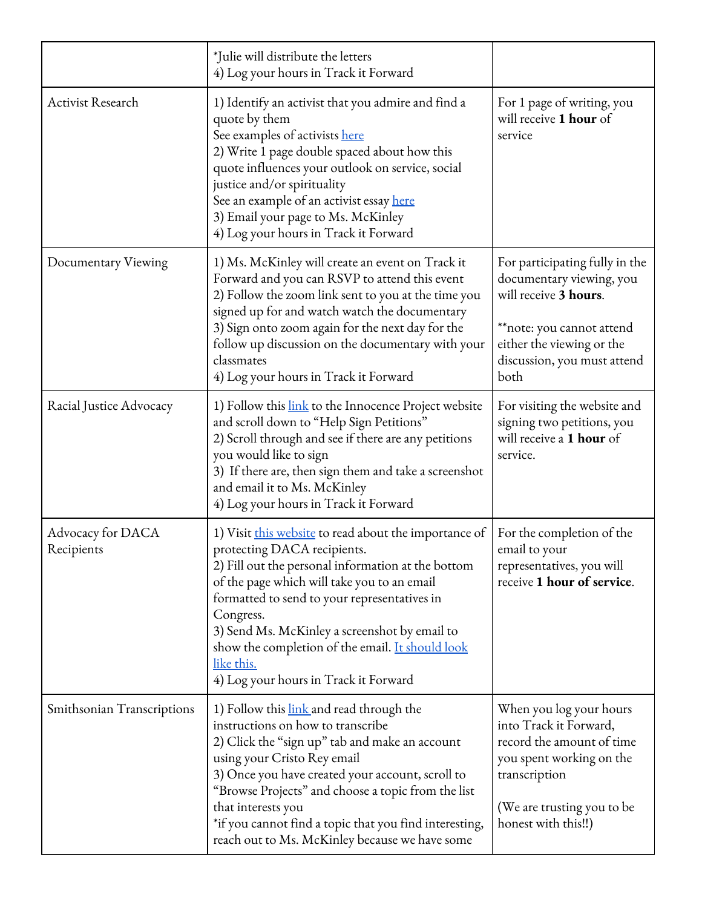| | | |
|---|---|---|
| | *Julie will distribute the letters<br>4) Log your hours in Track it Forward | |
| Activist Research | 1) Identify an activist that you admire and find a quote by them<br>See examples of activists here<br>2) Write 1 page double spaced about how this quote influences your outlook on service, social justice and/or spirituality<br>See an example of an activist essay here<br>3) Email your page to Ms. McKinley<br>4) Log your hours in Track it Forward | For 1 page of writing, you will receive **1 hour** of service |
| Documentary Viewing | 1) Ms. McKinley will create an event on Track it Forward and you can RSVP to attend this event<br>2) Follow the zoom link sent to you at the time you signed up for and watch watch the documentary<br>3) Sign onto zoom again for the next day for the follow up discussion on the documentary with your classmates<br>4) Log your hours in Track it Forward | For participating fully in the documentary viewing, you will receive **3 hours**.<br><br>**note: you cannot attend either the viewing or the discussion, you must attend both |
| Racial Justice Advocacy | 1) Follow this link to the Innocence Project website and scroll down to "Help Sign Petitions"<br>2) Scroll through and see if there are any petitions you would like to sign<br>3) If there are, then sign them and take a screenshot and email it to Ms. McKinley<br>4) Log your hours in Track it Forward | For visiting the website and signing two petitions, you will receive a **1 hour** of service. |
| Advocacy for DACA Recipients | 1) Visit this website to read about the importance of protecting DACA recipients.<br>2) Fill out the personal information at the bottom of the page which will take you to an email formatted to send to your representatives in Congress.<br>3) Send Ms. McKinley a screenshot by email to show the completion of the email. It should look like this.<br>4) Log your hours in Track it Forward | For the completion of the email to your representatives, you will receive **1 hour of service**. |
| Smithsonian Transcriptions | 1) Follow this link and read through the instructions on how to transcribe<br>2) Click the "sign up" tab and make an account using your Cristo Rey email<br>3) Once you have created your account, scroll to "Browse Projects" and choose a topic from the list that interests you<br>*if you cannot find a topic that you find interesting, reach out to Ms. McKinley because we have some | When you log your hours into Track it Forward, record the amount of time you spent working on the transcription<br><br>(We are trusting you to be honest with this!!) |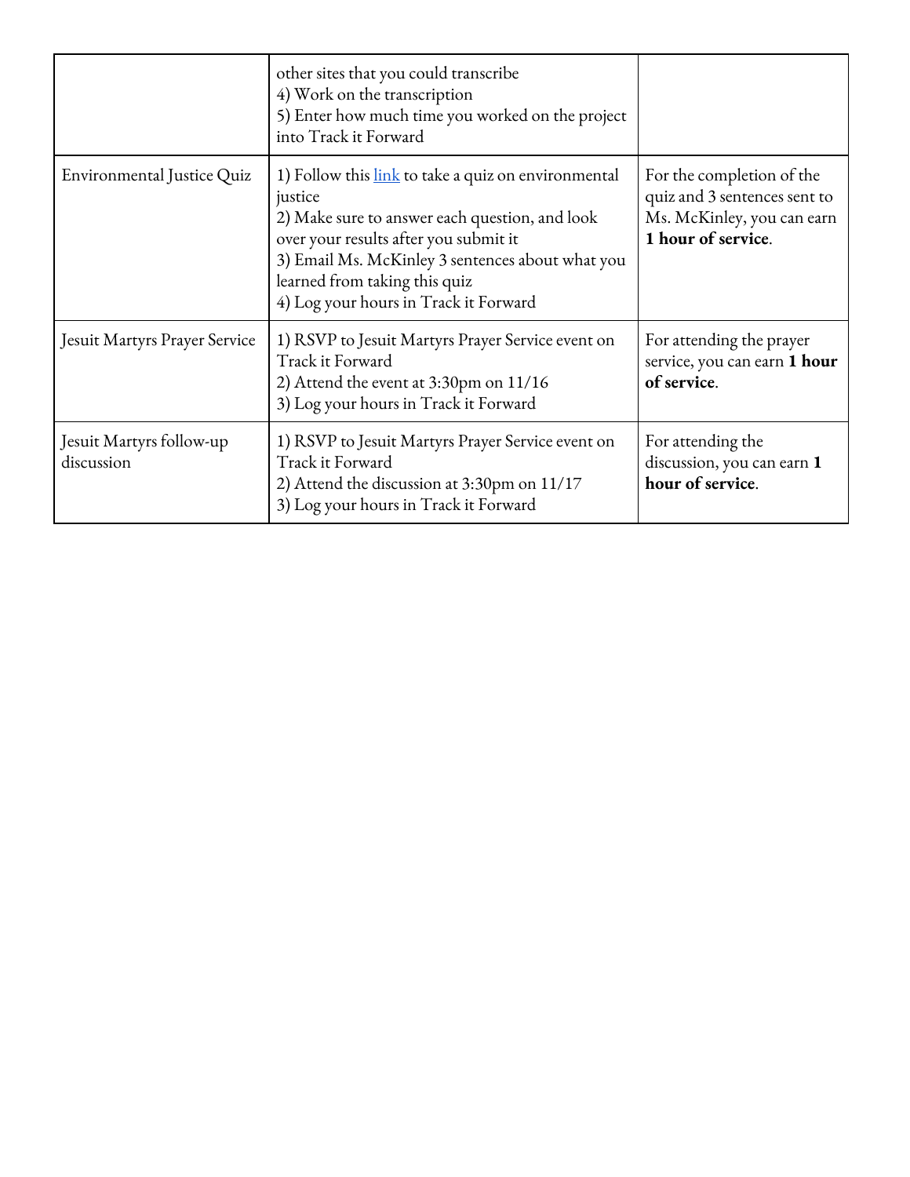|  |  |  |
|---|---|---|
|  | other sites that you could transcribe<br>4) Work on the transcription<br>5) Enter how much time you worked on the project into Track it Forward |  |
| Environmental Justice Quiz | 1) Follow this [link]() to take a quiz on environmental justice<br>2) Make sure to answer each question, and look over your results after you submit it<br>3) Email Ms. McKinley 3 sentences about what you learned from taking this quiz<br>4) Log your hours in Track it Forward | For the completion of the quiz and 3 sentences sent to Ms. McKinley, you can earn **1 hour of service**. |
| Jesuit Martyrs Prayer Service | 1) RSVP to Jesuit Martyrs Prayer Service event on Track it Forward<br>2) Attend the event at 3:30pm on 11/16<br>3) Log your hours in Track it Forward | For attending the prayer service, you can earn **1 hour of service**. |
| Jesuit Martyrs follow-up discussion | 1) RSVP to Jesuit Martyrs Prayer Service event on Track it Forward<br>2) Attend the discussion at 3:30pm on 11/17<br>3) Log your hours in Track it Forward | For attending the discussion, you can earn **1 hour of service**. |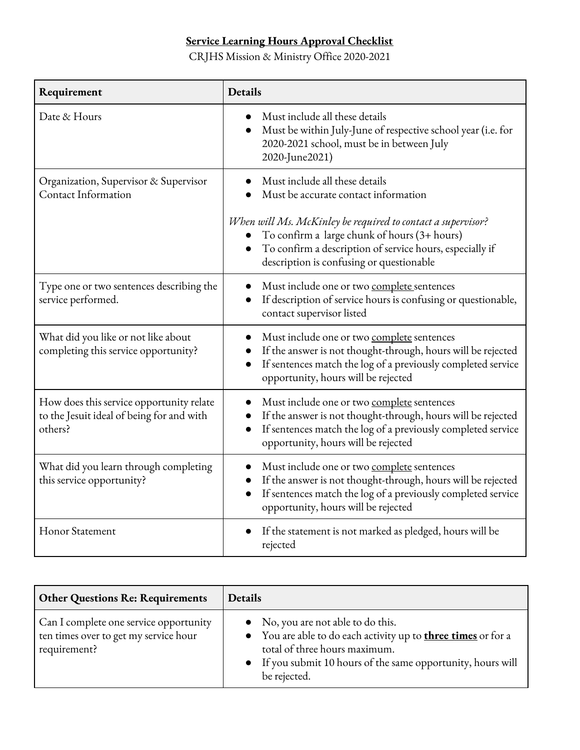**<u>Service Learning Hours Approval Checklist</u>**

CRJHS Mission & Ministry Office 2020-2021

| Requirement | Details |
|---|---|
| Date & Hours | • Must include all these details<br>• Must be within July-June of respective school year (i.e. for 2020-2021 school, must be in between July 2020-June2021) |
| Organization, Supervisor & Supervisor Contact Information | • Must include all these details<br>• Must be accurate contact information<br><br>*When will Ms. McKinley be required to contact a supervisor?*<br>• To confirm a large chunk of hours (3+ hours)<br>• To confirm a description of service hours, especially if description is confusing or questionable |
| Type one or two sentences describing the service performed. | • Must include one or two <u>complete</u> sentences<br>• If description of service hours is confusing or questionable, contact supervisor listed |
| What did you like or not like about completing this service opportunity? | • Must include one or two <u>complete</u> sentences<br>• If the answer is not thought-through, hours will be rejected<br>• If sentences match the log of a previously completed service opportunity, hours will be rejected |
| How does this service opportunity relate to the Jesuit ideal of being for and with others? | • Must include one or two <u>complete</u> sentences<br>• If the answer is not thought-through, hours will be rejected<br>• If sentences match the log of a previously completed service opportunity, hours will be rejected |
| What did you learn through completing this service opportunity? | • Must include one or two <u>complete</u> sentences<br>• If the answer is not thought-through, hours will be rejected<br>• If sentences match the log of a previously completed service opportunity, hours will be rejected |
| Honor Statement | • If the statement is not marked as pledged, hours will be rejected |

| Other Questions Re: Requirements | Details |
|---|---|
| Can I complete one service opportunity ten times over to get my service hour requirement? | • No, you are not able to do this.<br>• You are able to do each activity up to **<u>three times</u>** or for a total of three hours maximum.<br>• If you submit 10 hours of the same opportunity, hours will be rejected. |